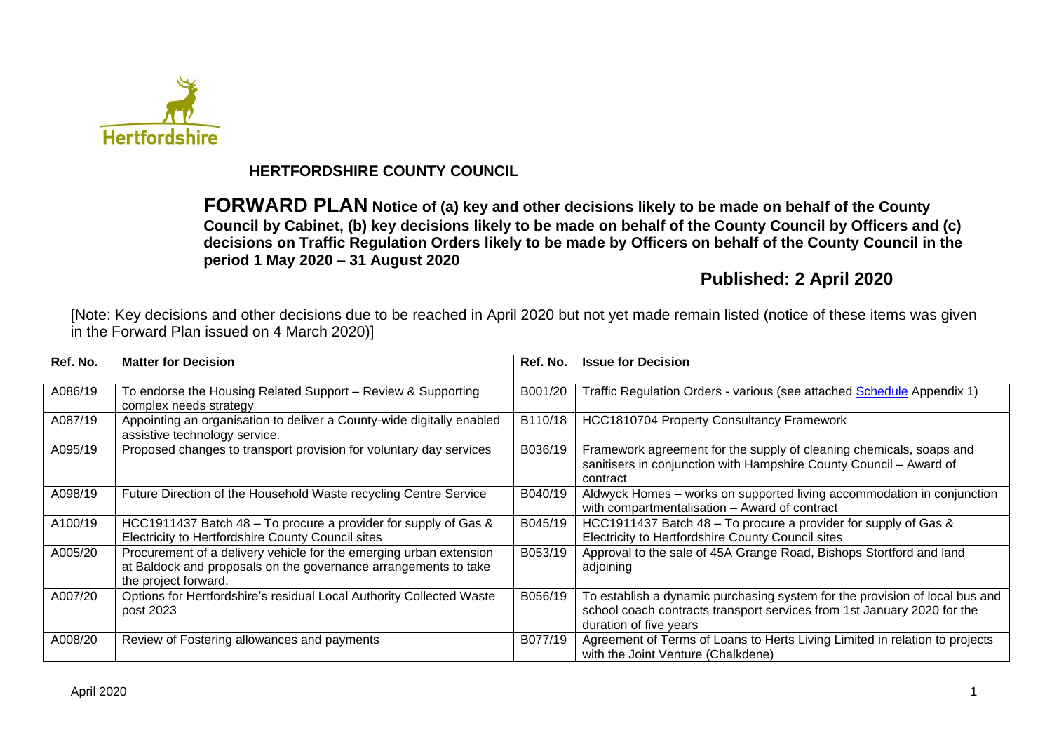# HERTFORDSHIRE COUNTY COUNCIL

**FORWARD PLAN Notice of (a) key and other decisions likely to be made on behalf of the County Council by Cabinet, (b) key decisions likely to be made on behalf of the County Council by Officers and (c) decisions on Traffic Regulation Orders likely to be made by Officers on behalf of the County Council in the period 1 May 2020 – 31 August 2020**

## Published: 2 April 2020

[Note: Key decisions and other decisions due to be reached in April 2020 but not yet made remain listed (notice of these items was given in the Forward Plan issued on 4 March 2020)]

| Ref. No. | Matter for Decision | Ref. No. | Issue for Decision |
|---|---|---|---|
| A086/19 | To endorse the Housing Related Support – Review & Supporting complex needs strategy | B001/20 | Traffic Regulation Orders - various (see attached Schedule Appendix 1) |
| A087/19 | Appointing an organisation to deliver a County-wide digitally enabled assistive technology service. | B110/18 | HCC1810704 Property Consultancy Framework |
| A095/19 | Proposed changes to transport provision for voluntary day services | B036/19 | Framework agreement for the supply of cleaning chemicals, soaps and sanitisers in conjunction with Hampshire County Council – Award of contract |
| A098/19 | Future Direction of the Household Waste recycling Centre Service | B040/19 | Aldwyck Homes – works on supported living accommodation in conjunction with compartmentalisation – Award of contract |
| A100/19 | HCC1911437 Batch 48 – To procure a provider for supply of Gas & Electricity to Hertfordshire County Council sites | B045/19 | HCC1911437 Batch 48 – To procure a provider for supply of Gas & Electricity to Hertfordshire County Council sites |
| A005/20 | Procurement of a delivery vehicle for the emerging urban extension at Baldock and proposals on the governance arrangements to take the project forward. | B053/19 | Approval to the sale of 45A Grange Road, Bishops Stortford and land adjoining |
| A007/20 | Options for Hertfordshire's residual Local Authority Collected Waste post 2023 | B056/19 | To establish a dynamic purchasing system for the provision of local bus and school coach contracts transport services from 1st January 2020 for the duration of five years |
| A008/20 | Review of Fostering allowances and payments | B077/19 | Agreement of Terms of Loans to Herts Living Limited in relation to projects with the Joint Venture (Chalkdene) |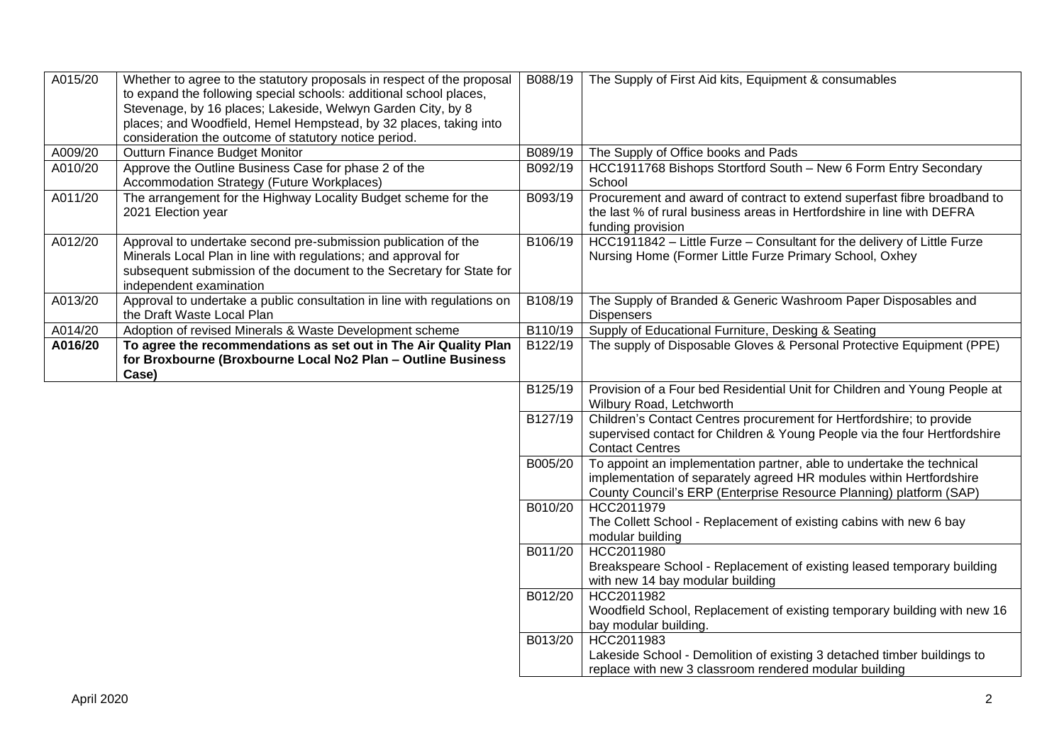| | | | |
|---|---|---|---|
| A015/20 | Whether to agree to the statutory proposals in respect of the proposal to expand the following special schools: additional school places, Stevenage, by 16 places; Lakeside, Welwyn Garden City, by 8 places; and Woodfield, Hemel Hempstead, by 32 places, taking into consideration the outcome of statutory notice period. | B088/19 | The Supply of First Aid kits, Equipment & consumables |
| A009/20 | Outturn Finance Budget Monitor | B089/19 | The Supply of Office books and Pads |
| A010/20 | Approve the Outline Business Case for phase 2 of the Accommodation Strategy (Future Workplaces) | B092/19 | HCC1911768 Bishops Stortford South – New 6 Form Entry Secondary School |
| A011/20 | The arrangement for the Highway Locality Budget scheme for the 2021 Election year | B093/19 | Procurement and award of contract to extend superfast fibre broadband to the last % of rural business areas in Hertfordshire in line with DEFRA funding provision |
| A012/20 | Approval to undertake second pre-submission publication of the Minerals Local Plan in line with regulations; and approval for subsequent submission of the document to the Secretary for State for independent examination | B106/19 | HCC1911842 – Little Furze – Consultant for the delivery of Little Furze Nursing Home (Former Little Furze Primary School, Oxhey |
| A013/20 | Approval to undertake a public consultation in line with regulations on the Draft Waste Local Plan | B108/19 | The Supply of Branded & Generic Washroom Paper Disposables and Dispensers |
| A014/20 | Adoption of revised Minerals & Waste Development scheme | B110/19 | Supply of Educational Furniture, Desking & Seating |
| **A016/20** | **To agree the recommendations as set out in The Air Quality Plan for Broxbourne (Broxbourne Local No2 Plan – Outline Business Case)** | B122/19 | The supply of Disposable Gloves & Personal Protective Equipment (PPE) |
| | | B125/19 | Provision of a Four bed Residential Unit for Children and Young People at Wilbury Road, Letchworth |
| | | B127/19 | Children's Contact Centres procurement for Hertfordshire; to provide supervised contact for Children & Young People via the four Hertfordshire Contact Centres |
| | | B005/20 | To appoint an implementation partner, able to undertake the technical implementation of separately agreed HR modules within Hertfordshire County Council's ERP (Enterprise Resource Planning) platform (SAP) |
| | | B010/20 | HCC2011979<br>The Collett School - Replacement of existing cabins with new 6 bay modular building |
| | | B011/20 | HCC2011980<br>Breakspeare School - Replacement of existing leased temporary building with new 14 bay modular building |
| | | B012/20 | HCC2011982<br>Woodfield School, Replacement of existing temporary building with new 16 bay modular building. |
| | | B013/20 | HCC2011983<br>Lakeside School - Demolition of existing 3 detached timber buildings to replace with new 3 classroom rendered modular building |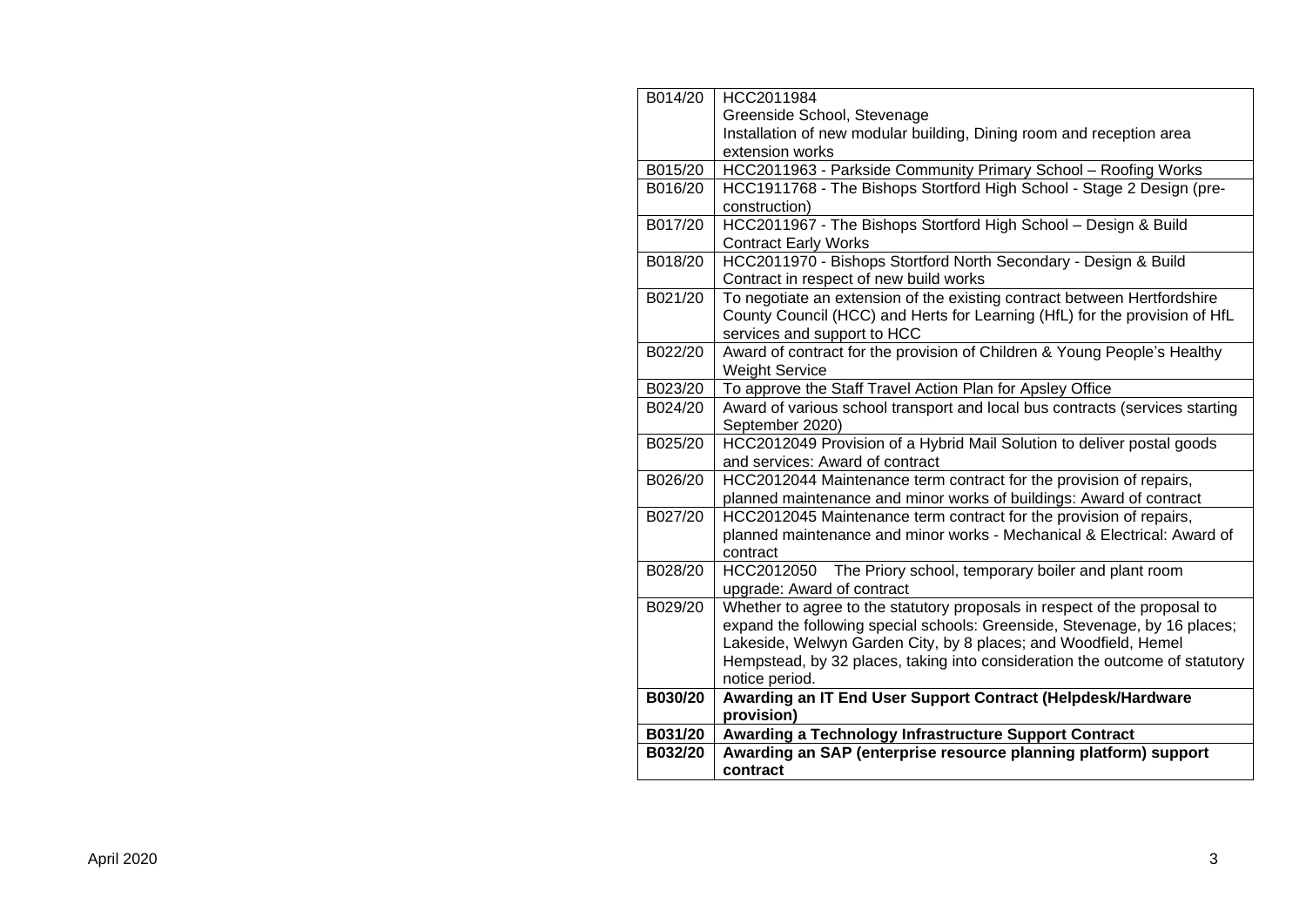| | |
|---|---|
| B014/20 | HCC2011984<br>Greenside School, Stevenage<br>Installation of new modular building, Dining room and reception area extension works |
| B015/20 | HCC2011963 - Parkside Community Primary School – Roofing Works |
| B016/20 | HCC1911768 - The Bishops Stortford High School - Stage 2 Design (pre-construction) |
| B017/20 | HCC2011967 - The Bishops Stortford High School – Design & Build Contract Early Works |
| B018/20 | HCC2011970 - Bishops Stortford North Secondary - Design & Build Contract in respect of new build works |
| B021/20 | To negotiate an extension of the existing contract between Hertfordshire County Council (HCC) and Herts for Learning (HfL) for the provision of HfL services and support to HCC |
| B022/20 | Award of contract for the provision of Children & Young People's Healthy Weight Service |
| B023/20 | To approve the Staff Travel Action Plan for Apsley Office |
| B024/20 | Award of various school transport and local bus contracts (services starting September 2020) |
| B025/20 | HCC2012049 Provision of a Hybrid Mail Solution to deliver postal goods and services: Award of contract |
| B026/20 | HCC2012044 Maintenance term contract for the provision of repairs, planned maintenance and minor works of buildings: Award of contract |
| B027/20 | HCC2012045 Maintenance term contract for the provision of repairs, planned maintenance and minor works - Mechanical & Electrical: Award of contract |
| B028/20 | HCC2012050 The Priory school, temporary boiler and plant room upgrade: Award of contract |
| B029/20 | Whether to agree to the statutory proposals in respect of the proposal to expand the following special schools: Greenside, Stevenage, by 16 places; Lakeside, Welwyn Garden City, by 8 places; and Woodfield, Hemel Hempstead, by 32 places, taking into consideration the outcome of statutory notice period. |
| **B030/20** | **Awarding an IT End User Support Contract (Helpdesk/Hardware provision)** |
| **B031/20** | **Awarding a Technology Infrastructure Support Contract** |
| **B032/20** | **Awarding an SAP (enterprise resource planning platform) support contract** |

April 2020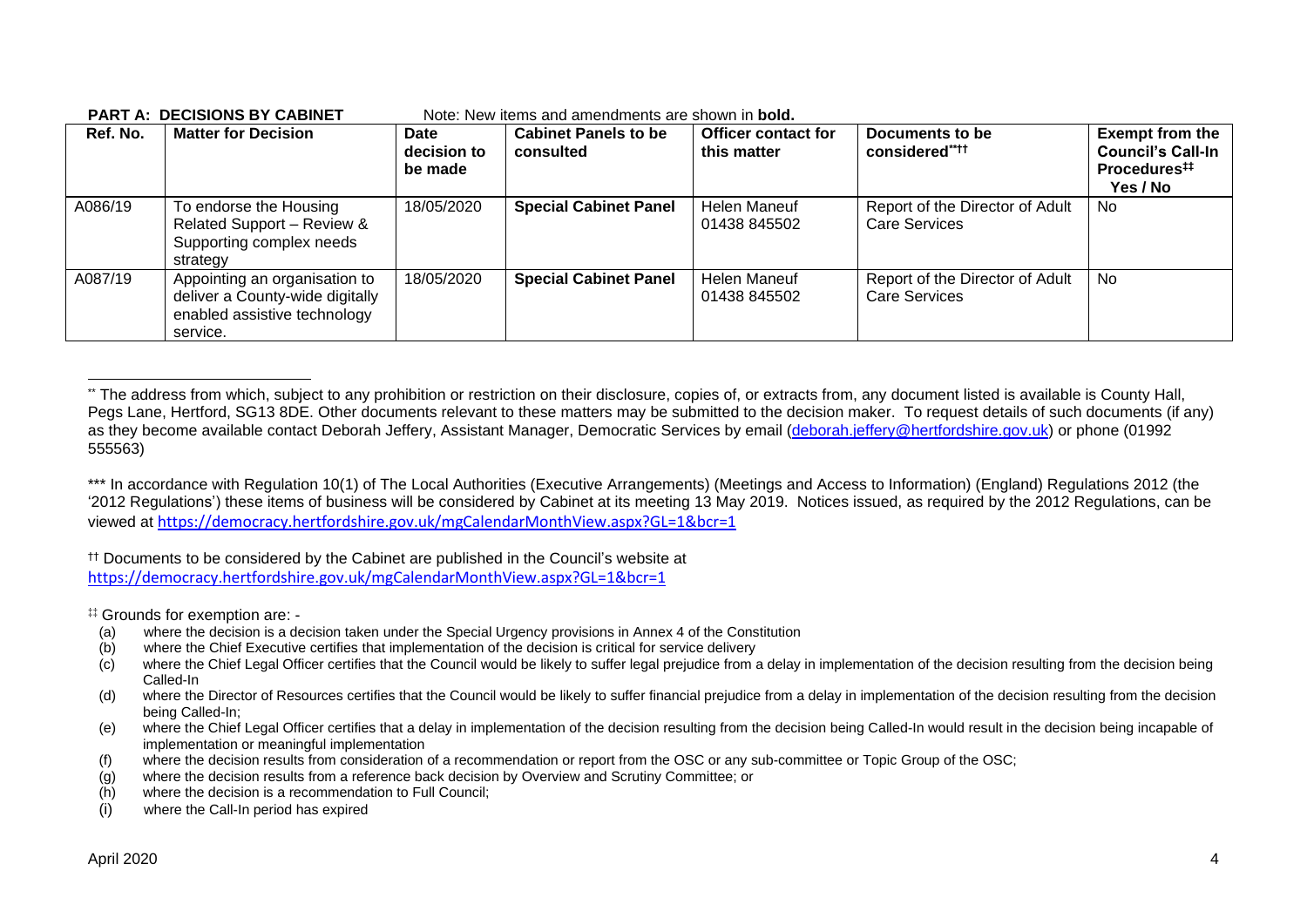**PART A: DECISIONS BY CABINET** Note: New items and amendments are shown in **bold.**

| Ref. No. | Matter for Decision | Date decision to be made | Cabinet Panels to be consulted | Officer contact for this matter | Documents to be considered**†† | Exempt from the Council's Call-In Procedures‡‡ Yes / No |
|---|---|---|---|---|---|---|
| A086/19 | To endorse the Housing Related Support – Review & Supporting complex needs strategy | 18/05/2020 | **Special Cabinet Panel** | Helen Maneuf 01438 845502 | Report of the Director of Adult Care Services | No |
| A087/19 | Appointing an organisation to deliver a County-wide digitally enabled assistive technology service. | 18/05/2020 | **Special Cabinet Panel** | Helen Maneuf 01438 845502 | Report of the Director of Adult Care Services | No |

** The address from which, subject to any prohibition or restriction on their disclosure, copies of, or extracts from, any document listed is available is County Hall, Pegs Lane, Hertford, SG13 8DE. Other documents relevant to these matters may be submitted to the decision maker. To request details of such documents (if any) as they become available contact Deborah Jeffery, Assistant Manager, Democratic Services by email (deborah.jeffery@hertfordshire.gov.uk) or phone (01992 555563)

*** In accordance with Regulation 10(1) of The Local Authorities (Executive Arrangements) (Meetings and Access to Information) (England) Regulations 2012 (the '2012 Regulations') these items of business will be considered by Cabinet at its meeting 13 May 2019. Notices issued, as required by the 2012 Regulations, can be viewed at https://democracy.hertfordshire.gov.uk/mgCalendarMonthView.aspx?GL=1&bcr=1

†† Documents to be considered by the Cabinet are published in the Council's website at https://democracy.hertfordshire.gov.uk/mgCalendarMonthView.aspx?GL=1&bcr=1

‡‡ Grounds for exemption are: -

(a) where the decision is a decision taken under the Special Urgency provisions in Annex 4 of the Constitution
(b) where the Chief Executive certifies that implementation of the decision is critical for service delivery
(c) where the Chief Legal Officer certifies that the Council would be likely to suffer legal prejudice from a delay in implementation of the decision resulting from the decision being Called-In
(d) where the Director of Resources certifies that the Council would be likely to suffer financial prejudice from a delay in implementation of the decision resulting from the decision being Called-In;
(e) where the Chief Legal Officer certifies that a delay in implementation of the decision resulting from the decision being Called-In would result in the decision being incapable of implementation or meaningful implementation
(f) where the decision results from consideration of a recommendation or report from the OSC or any sub-committee or Topic Group of the OSC;
(g) where the decision results from a reference back decision by Overview and Scrutiny Committee; or
(h) where the decision is a recommendation to Full Council;
(i) where the Call-In period has expired

April 2020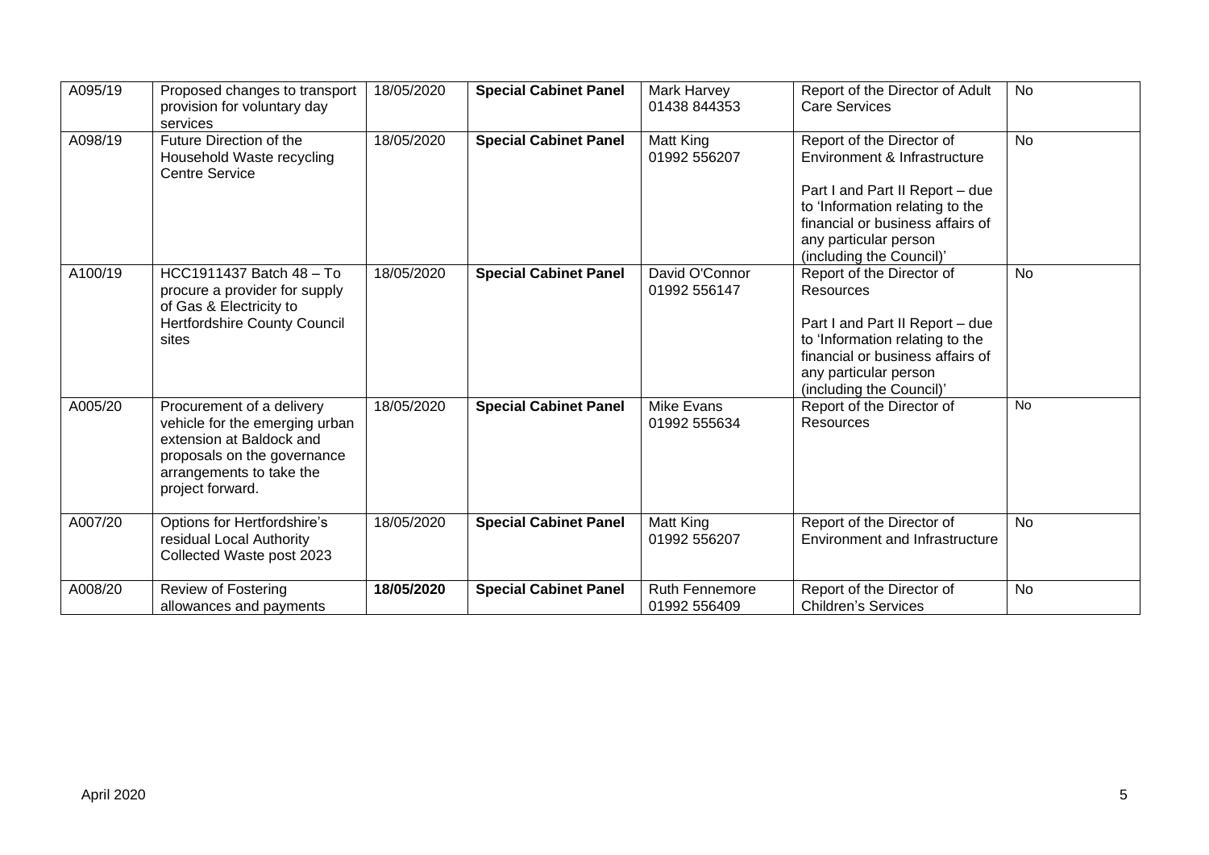| A095/19 | Proposed changes to transport provision for voluntary day services | 18/05/2020 | **Special Cabinet Panel** | Mark Harvey 01438 844353 | Report of the Director of Adult Care Services | No |
|---|---|---|---|---|---|---|
| A098/19 | Future Direction of the Household Waste recycling Centre Service | 18/05/2020 | **Special Cabinet Panel** | Matt King 01992 556207 | Report of the Director of Environment & Infrastructure<br><br>Part I and Part II Report – due to 'Information relating to the financial or business affairs of any particular person (including the Council)' | No |
| A100/19 | HCC1911437 Batch 48 – To procure a provider for supply of Gas & Electricity to Hertfordshire County Council sites | 18/05/2020 | **Special Cabinet Panel** | David O'Connor 01992 556147 | Report of the Director of Resources<br><br>Part I and Part II Report – due to 'Information relating to the financial or business affairs of any particular person (including the Council)' | No |
| A005/20 | Procurement of a delivery vehicle for the emerging urban extension at Baldock and proposals on the governance arrangements to take the project forward. | 18/05/2020 | **Special Cabinet Panel** | Mike Evans 01992 555634 | Report of the Director of Resources | No |
| A007/20 | Options for Hertfordshire's residual Local Authority Collected Waste post 2023 | 18/05/2020 | **Special Cabinet Panel** | Matt King 01992 556207 | Report of the Director of Environment and Infrastructure | No |
| A008/20 | Review of Fostering allowances and payments | **18/05/2020** | **Special Cabinet Panel** | Ruth Fennemore 01992 556409 | Report of the Director of Children's Services | No |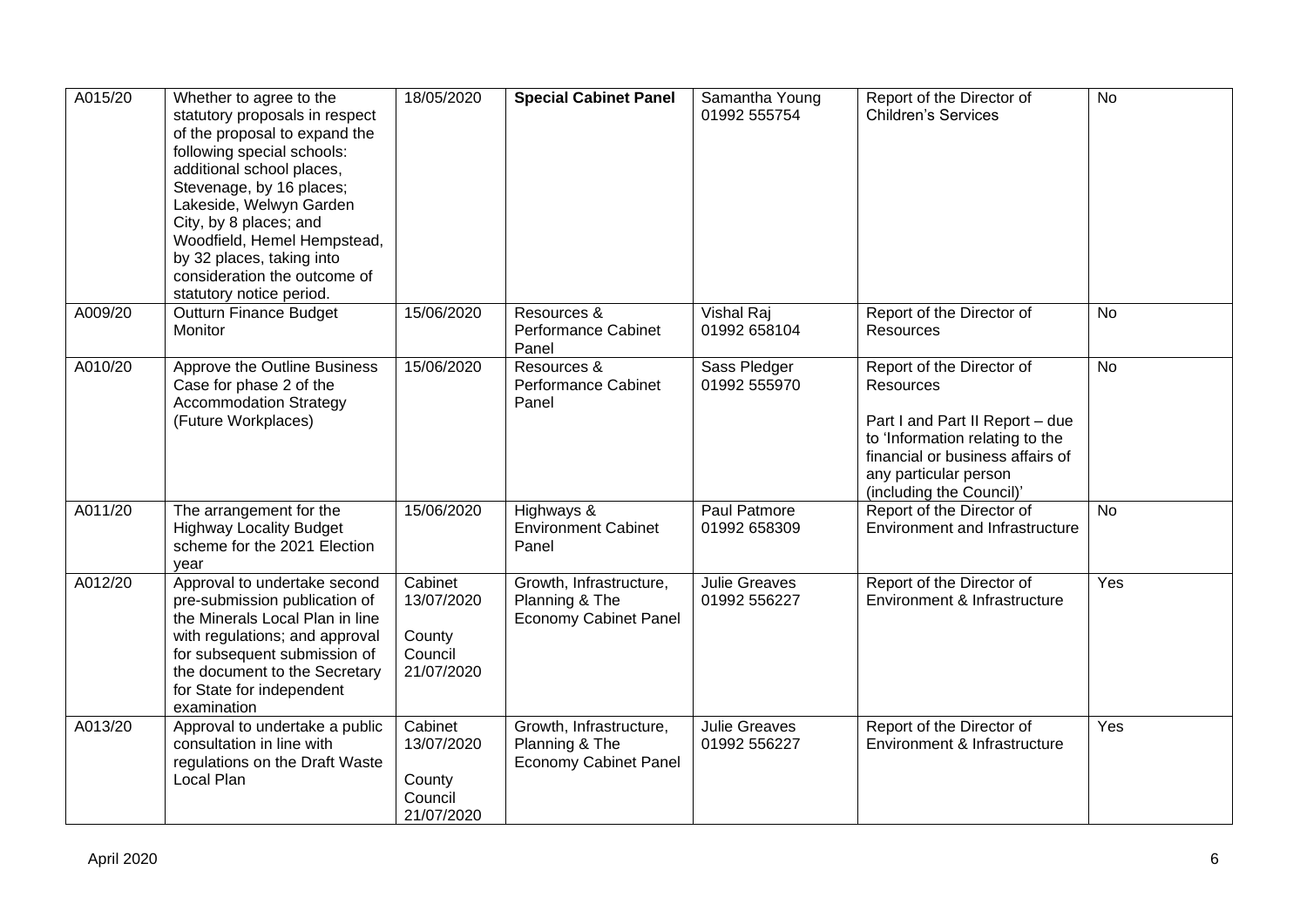| | | | | | | |
|---|---|---|---|---|---|---|
| A015/20 | Whether to agree to the statutory proposals in respect of the proposal to expand the following special schools: additional school places, Stevenage, by 16 places; Lakeside, Welwyn Garden City, by 8 places; and Woodfield, Hemel Hempstead, by 32 places, taking into consideration the outcome of statutory notice period. | 18/05/2020 | **Special Cabinet Panel** | Samantha Young 01992 555754 | Report of the Director of Children's Services | No |
| A009/20 | Outturn Finance Budget Monitor | 15/06/2020 | Resources & Performance Cabinet Panel | Vishal Raj 01992 658104 | Report of the Director of Resources | No |
| A010/20 | Approve the Outline Business Case for phase 2 of the Accommodation Strategy (Future Workplaces) | 15/06/2020 | Resources & Performance Cabinet Panel | Sass Pledger 01992 555970 | Report of the Director of Resources<br><br>Part I and Part II Report – due to 'Information relating to the financial or business affairs of any particular person (including the Council)' | No |
| A011/20 | The arrangement for the Highway Locality Budget scheme for the 2021 Election year | 15/06/2020 | Highways & Environment Cabinet Panel | Paul Patmore 01992 658309 | Report of the Director of Environment and Infrastructure | No |
| A012/20 | Approval to undertake second pre-submission publication of the Minerals Local Plan in line with regulations; and approval for subsequent submission of the document to the Secretary for State for independent examination | Cabinet 13/07/2020<br><br>County Council 21/07/2020 | Growth, Infrastructure, Planning & The Economy Cabinet Panel | Julie Greaves 01992 556227 | Report of the Director of Environment & Infrastructure | Yes |
| A013/20 | Approval to undertake a public consultation in line with regulations on the Draft Waste Local Plan | Cabinet 13/07/2020<br><br>County Council 21/07/2020 | Growth, Infrastructure, Planning & The Economy Cabinet Panel | Julie Greaves 01992 556227 | Report of the Director of Environment & Infrastructure | Yes |

April 2020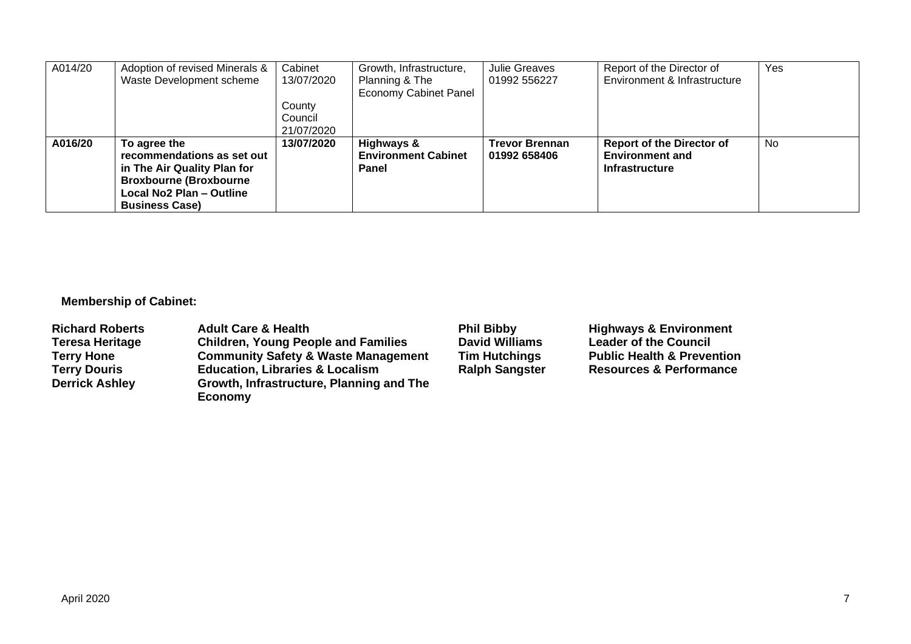| A014/20 | Adoption of revised Minerals & Waste Development scheme | Cabinet 13/07/2020<br><br>County Council 21/07/2020 | Growth, Infrastructure, Planning & The Economy Cabinet Panel | Julie Greaves 01992 556227 | Report of the Director of Environment & Infrastructure | Yes |
|---|---|---|---|---|---|---|
| **A016/20** | **To agree the recommendations as set out in The Air Quality Plan for Broxbourne (Broxbourne Local No2 Plan – Outline Business Case)** | **13/07/2020** | **Highways & Environment Cabinet Panel** | **Trevor Brennan 01992 658406** | **Report of the Director of Environment and Infrastructure** | No |

**Membership of Cabinet:**

| | | | |
|---|---|---|---|
| **Richard Roberts** | **Adult Care & Health** | **Phil Bibby** | **Highways & Environment** |
| **Teresa Heritage** | **Children, Young People and Families** | **David Williams** | **Leader of the Council** |
| **Terry Hone** | **Community Safety & Waste Management** | **Tim Hutchings** | **Public Health & Prevention** |
| **Terry Douris** | **Education, Libraries & Localism** | **Ralph Sangster** | **Resources & Performance** |
| **Derrick Ashley** | **Growth, Infrastructure, Planning and The Economy** | | |

April 2020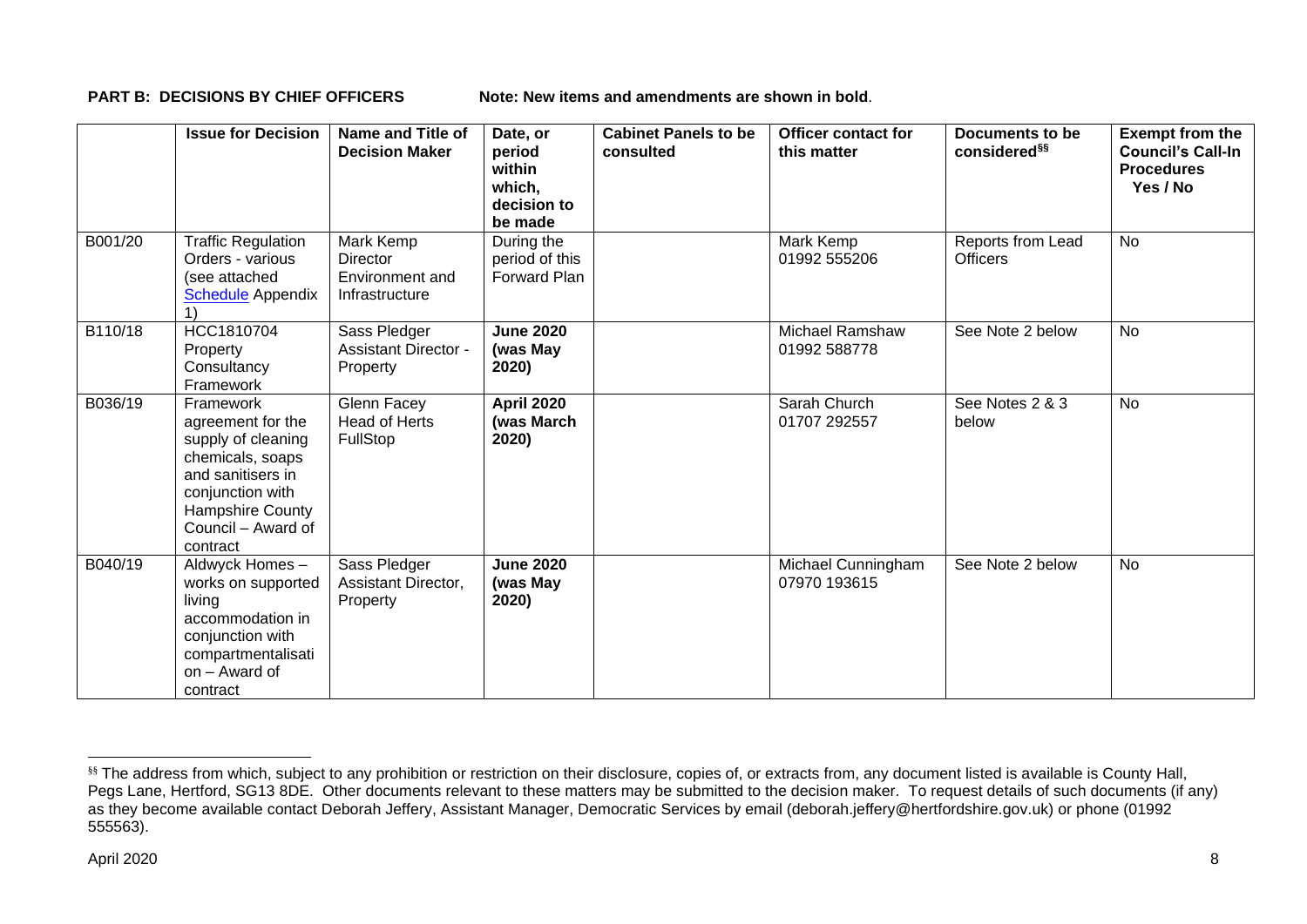**PART B: DECISIONS BY CHIEF OFFICERS** Note: New items and amendments are shown in **bold**.

| | Issue for Decision | Name and Title of Decision Maker | Date, or period within which, decision to be made | Cabinet Panels to be consulted | Officer contact for this matter | Documents to be considered[§§] | Exempt from the Council's Call-In Procedures Yes / No |
|---|---|---|---|---|---|---|---|
| B001/20 | Traffic Regulation Orders - various (see attached Schedule Appendix 1) | Mark Kemp Director Environment and Infrastructure | During the period of this Forward Plan | | Mark Kemp 01992 555206 | Reports from Lead Officers | No |
| B110/18 | HCC1810704 Property Consultancy Framework | Sass Pledger Assistant Director - Property | **June 2020 (was May 2020)** | | Michael Ramshaw 01992 588778 | See Note 2 below | No |
| B036/19 | Framework agreement for the supply of cleaning chemicals, soaps and sanitisers in conjunction with Hampshire County Council – Award of contract | Glenn Facey Head of Herts FullStop | **April 2020 (was March 2020)** | | Sarah Church 01707 292557 | See Notes 2 & 3 below | No |
| B040/19 | Aldwyck Homes – works on supported living accommodation in conjunction with compartmentalisation – Award of contract | Sass Pledger Assistant Director, Property | **June 2020 (was May 2020)** | | Michael Cunningham 07970 193615 | See Note 2 below | No |

[§§] The address from which, subject to any prohibition or restriction on their disclosure, copies of, or extracts from, any document listed is available is County Hall, Pegs Lane, Hertford, SG13 8DE. Other documents relevant to these matters may be submitted to the decision maker. To request details of such documents (if any) as they become available contact Deborah Jeffery, Assistant Manager, Democratic Services by email (deborah.jeffery@hertfordshire.gov.uk) or phone (01992 555563).

April 2020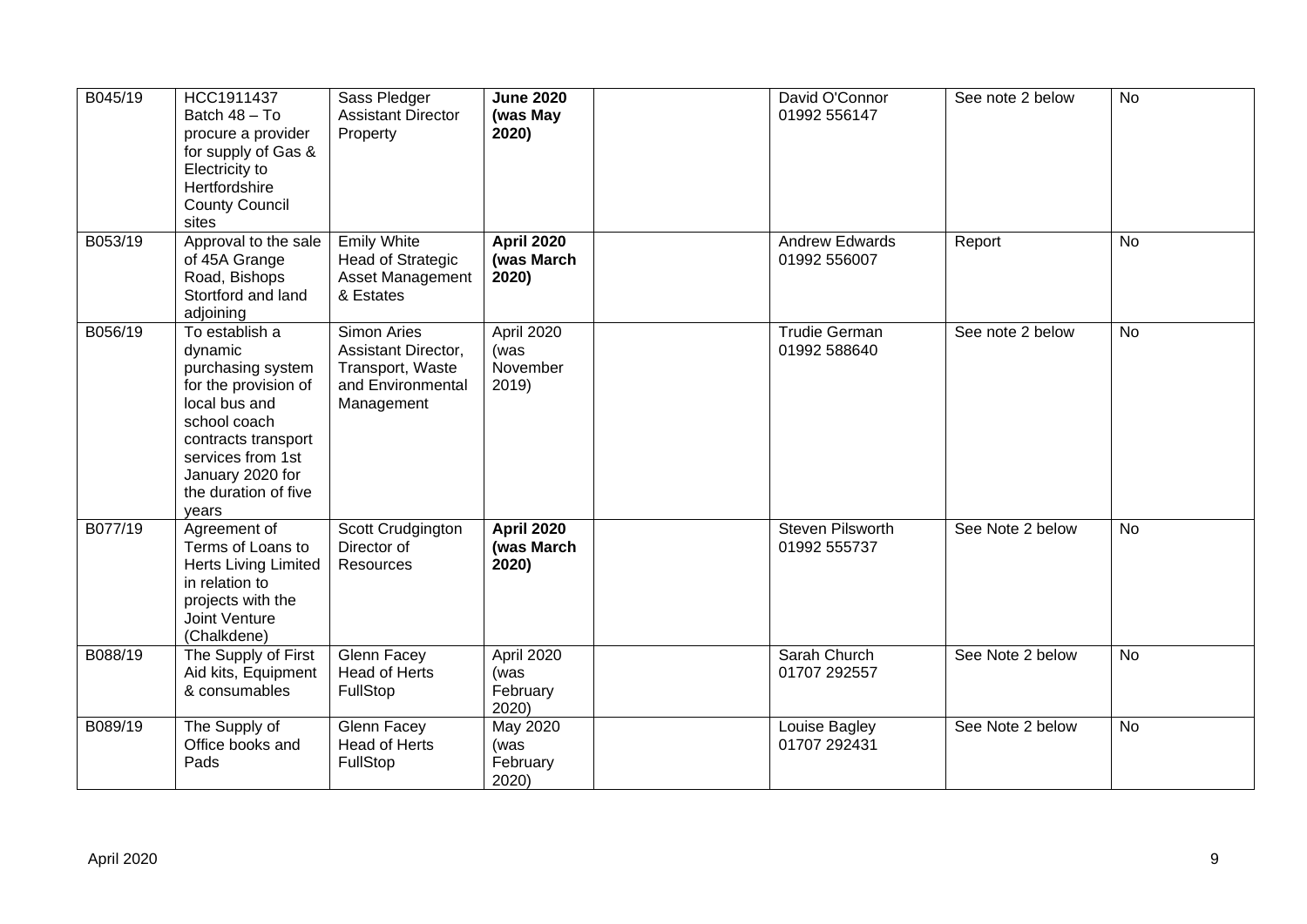| | | | | | | | |
|---|---|---|---|---|---|---|---|
| B045/19 | HCC1911437 Batch 48 – To procure a provider for supply of Gas & Electricity to Hertfordshire County Council sites | Sass Pledger Assistant Director Property | **June 2020 (was May 2020)** | | David O'Connor 01992 556147 | See note 2 below | No |
| B053/19 | Approval to the sale of 45A Grange Road, Bishops Stortford and land adjoining | Emily White Head of Strategic Asset Management & Estates | **April 2020 (was March 2020)** | | Andrew Edwards 01992 556007 | Report | No |
| B056/19 | To establish a dynamic purchasing system for the provision of local bus and school coach contracts transport services from 1st January 2020 for the duration of five years | Simon Aries Assistant Director, Transport, Waste and Environmental Management | April 2020 (was November 2019) | | Trudie German 01992 588640 | See note 2 below | No |
| B077/19 | Agreement of Terms of Loans to Herts Living Limited in relation to projects with the Joint Venture (Chalkdene) | Scott Crudgington Director of Resources | **April 2020 (was March 2020)** | | Steven Pilsworth 01992 555737 | See Note 2 below | No |
| B088/19 | The Supply of First Aid kits, Equipment & consumables | Glenn Facey Head of Herts FullStop | April 2020 (was February 2020) | | Sarah Church 01707 292557 | See Note 2 below | No |
| B089/19 | The Supply of Office books and Pads | Glenn Facey Head of Herts FullStop | May 2020 (was February 2020) | | Louise Bagley 01707 292431 | See Note 2 below | No |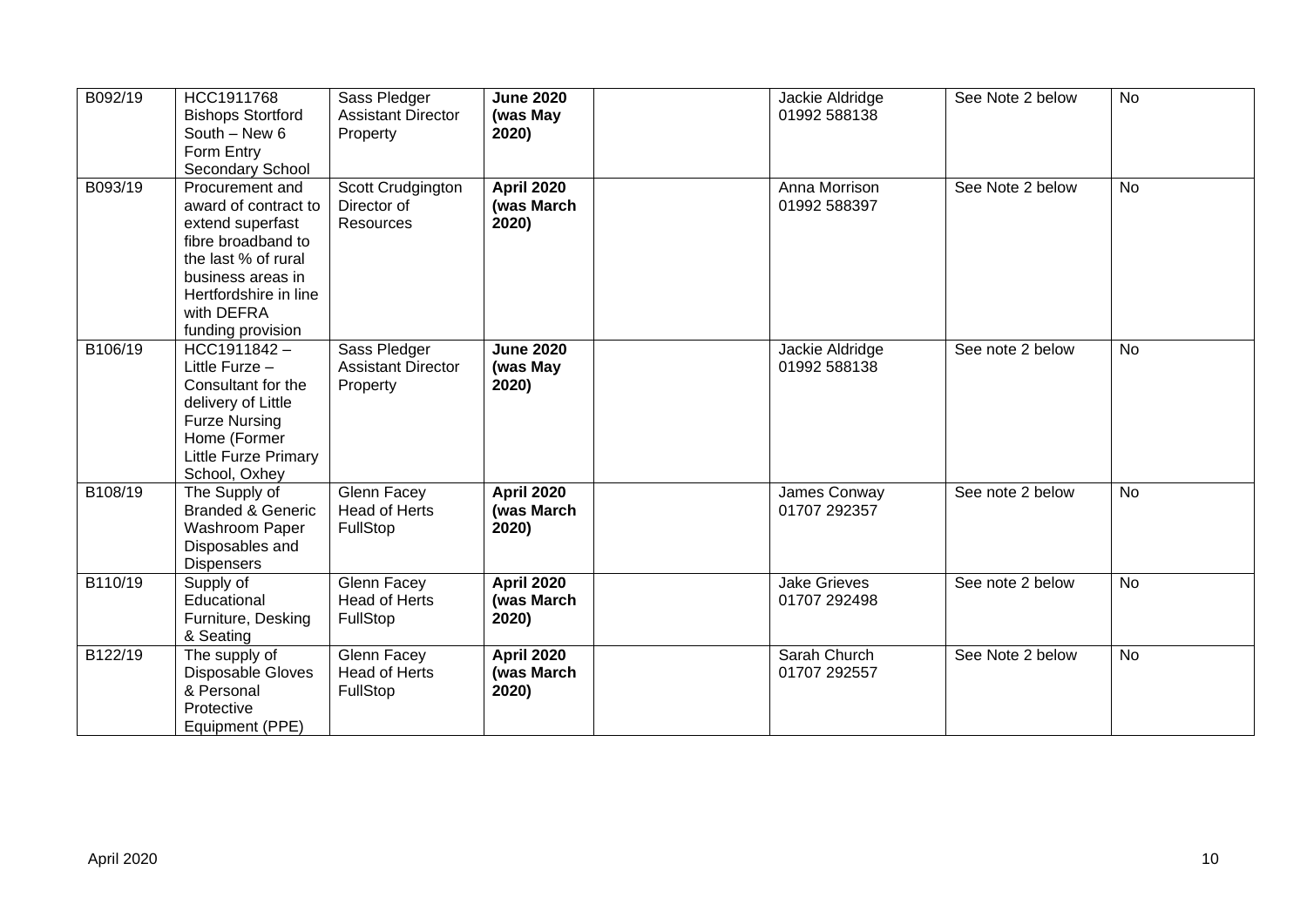| B092/19 | HCC1911768 Bishops Stortford South – New 6 Form Entry Secondary School | Sass Pledger Assistant Director Property | **June 2020 (was May 2020)** | | Jackie Aldridge 01992 588138 | See Note 2 below | No |
|---|---|---|---|---|---|---|---|
| B093/19 | Procurement and award of contract to extend superfast fibre broadband to the last % of rural business areas in Hertfordshire in line with DEFRA funding provision | Scott Crudgington Director of Resources | **April 2020 (was March 2020)** | | Anna Morrison 01992 588397 | See Note 2 below | No |
| B106/19 | HCC1911842 – Little Furze – Consultant for the delivery of Little Furze Nursing Home (Former Little Furze Primary School, Oxhey | Sass Pledger Assistant Director Property | **June 2020 (was May 2020)** | | Jackie Aldridge 01992 588138 | See note 2 below | No |
| B108/19 | The Supply of Branded & Generic Washroom Paper Disposables and Dispensers | Glenn Facey Head of Herts FullStop | **April 2020 (was March 2020)** | | James Conway 01707 292357 | See note 2 below | No |
| B110/19 | Supply of Educational Furniture, Desking & Seating | Glenn Facey Head of Herts FullStop | **April 2020 (was March 2020)** | | Jake Grieves 01707 292498 | See note 2 below | No |
| B122/19 | The supply of Disposable Gloves & Personal Protective Equipment (PPE) | Glenn Facey Head of Herts FullStop | **April 2020 (was March 2020)** | | Sarah Church 01707 292557 | See Note 2 below | No |

April 2020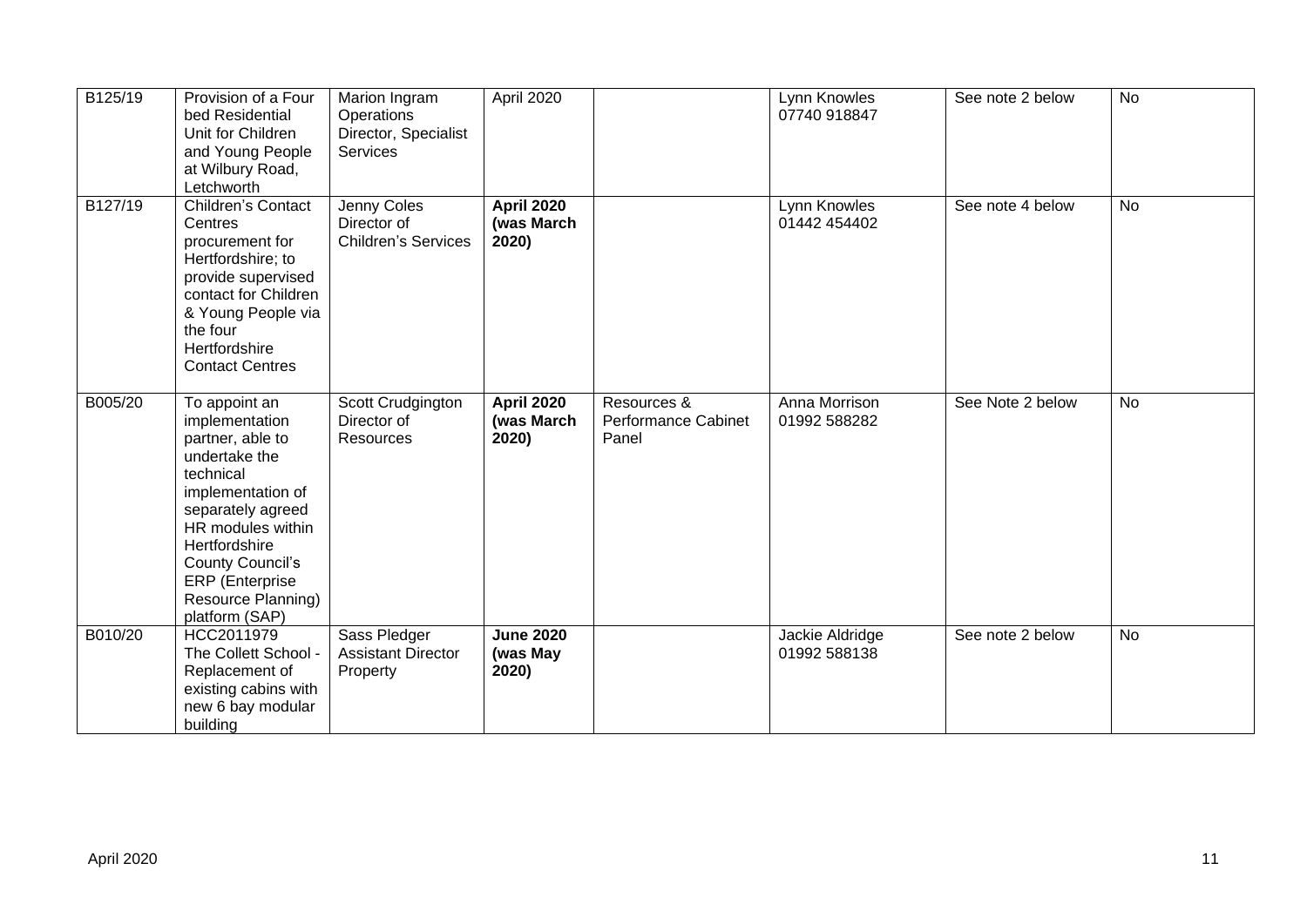| B125/19 | Provision of a Four bed Residential Unit for Children and Young People at Wilbury Road, Letchworth | Marion Ingram Operations Director, Specialist Services | April 2020 | | Lynn Knowles 07740 918847 | See note 2 below | No |
|---|---|---|---|---|---|---|---|
| B127/19 | Children's Contact Centres procurement for Hertfordshire; to provide supervised contact for Children & Young People via the four Hertfordshire Contact Centres | Jenny Coles Director of Children's Services | **April 2020 (was March 2020)** | | Lynn Knowles 01442 454402 | See note 4 below | No |
| B005/20 | To appoint an implementation partner, able to undertake the technical implementation of separately agreed HR modules within Hertfordshire County Council's ERP (Enterprise Resource Planning) platform (SAP) | Scott Crudgington Director of Resources | **April 2020 (was March 2020)** | Resources & Performance Cabinet Panel | Anna Morrison 01992 588282 | See Note 2 below | No |
| B010/20 | HCC2011979 The Collett School - Replacement of existing cabins with new 6 bay modular building | Sass Pledger Assistant Director Property | **June 2020 (was May 2020)** | | Jackie Aldridge 01992 588138 | See note 2 below | No |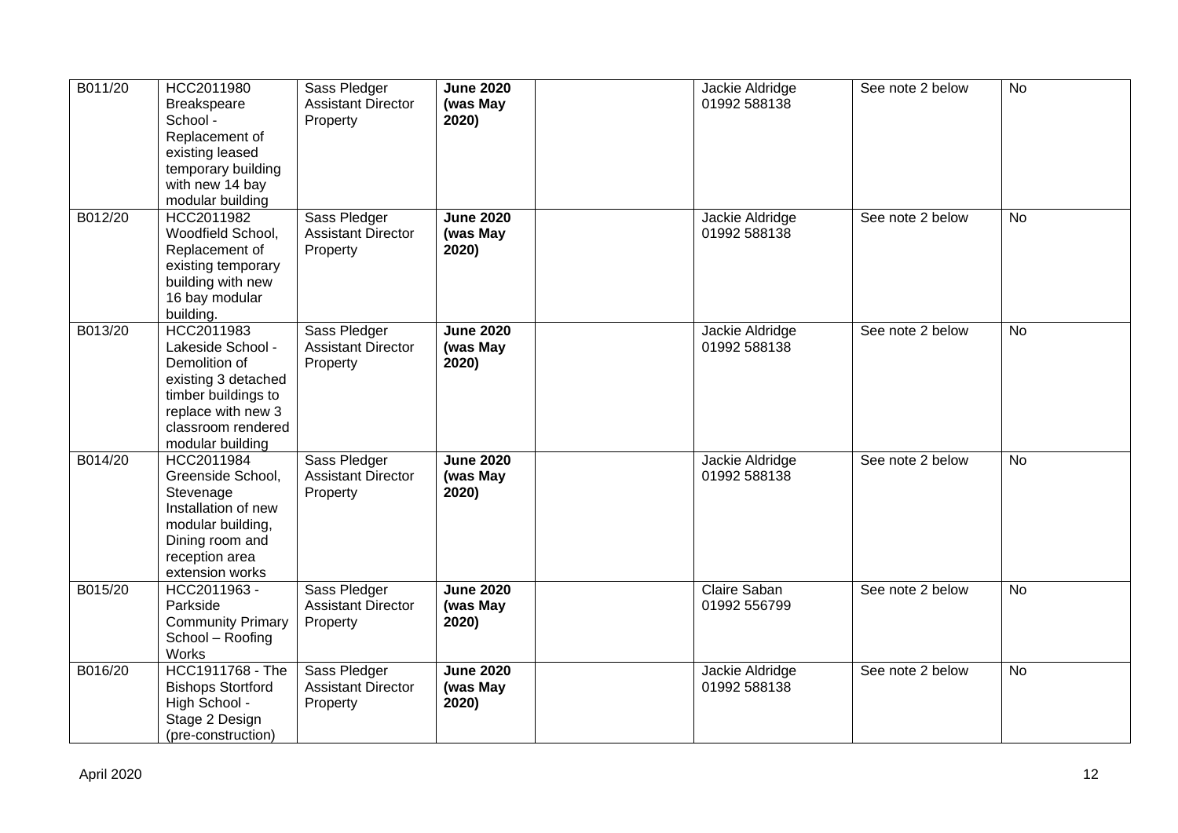| | | | | | | | |
|---|---|---|---|---|---|---|---|
| B011/20 | HCC2011980 Breakspeare School - Replacement of existing leased temporary building with new 14 bay modular building | Sass Pledger Assistant Director Property | **June 2020 (was May 2020)** | | Jackie Aldridge 01992 588138 | See note 2 below | No |
| B012/20 | HCC2011982 Woodfield School, Replacement of existing temporary building with new 16 bay modular building. | Sass Pledger Assistant Director Property | **June 2020 (was May 2020)** | | Jackie Aldridge 01992 588138 | See note 2 below | No |
| B013/20 | HCC2011983 Lakeside School - Demolition of existing 3 detached timber buildings to replace with new 3 classroom rendered modular building | Sass Pledger Assistant Director Property | **June 2020 (was May 2020)** | | Jackie Aldridge 01992 588138 | See note 2 below | No |
| B014/20 | HCC2011984 Greenside School, Stevenage Installation of new modular building, Dining room and reception area extension works | Sass Pledger Assistant Director Property | **June 2020 (was May 2020)** | | Jackie Aldridge 01992 588138 | See note 2 below | No |
| B015/20 | HCC2011963 - Parkside Community Primary School – Roofing Works | Sass Pledger Assistant Director Property | **June 2020 (was May 2020)** | | Claire Saban 01992 556799 | See note 2 below | No |
| B016/20 | HCC1911768 - The Bishops Stortford High School - Stage 2 Design (pre-construction) | Sass Pledger Assistant Director Property | **June 2020 (was May 2020)** | | Jackie Aldridge 01992 588138 | See note 2 below | No |

April 2020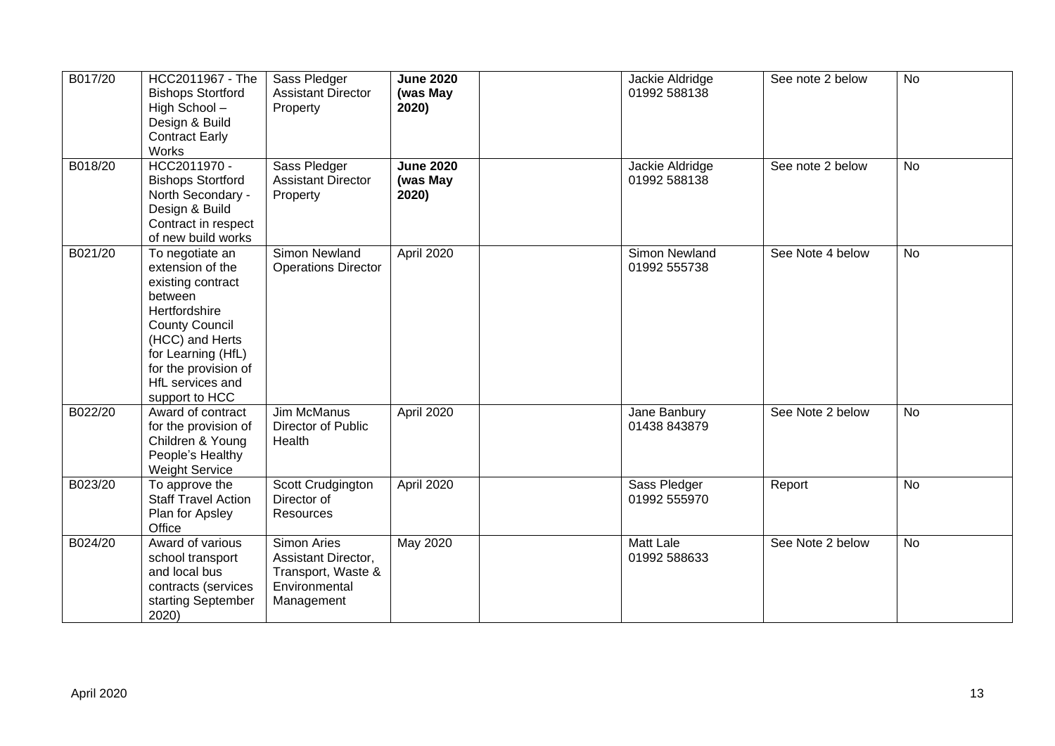| B017/20 | HCC2011967 - The Bishops Stortford High School – Design & Build Contract Early Works | Sass Pledger Assistant Director Property | **June 2020 (was May 2020)** | | Jackie Aldridge 01992 588138 | See note 2 below | No |
|---|---|---|---|---|---|---|---|
| B018/20 | HCC2011970 - Bishops Stortford North Secondary - Design & Build Contract in respect of new build works | Sass Pledger Assistant Director Property | **June 2020 (was May 2020)** | | Jackie Aldridge 01992 588138 | See note 2 below | No |
| B021/20 | To negotiate an extension of the existing contract between Hertfordshire County Council (HCC) and Herts for Learning (HfL) for the provision of HfL services and support to HCC | Simon Newland Operations Director | April 2020 | | Simon Newland 01992 555738 | See Note 4 below | No |
| B022/20 | Award of contract for the provision of Children & Young People's Healthy Weight Service | Jim McManus Director of Public Health | April 2020 | | Jane Banbury 01438 843879 | See Note 2 below | No |
| B023/20 | To approve the Staff Travel Action Plan for Apsley Office | Scott Crudgington Director of Resources | April 2020 | | Sass Pledger 01992 555970 | Report | No |
| B024/20 | Award of various school transport and local bus contracts (services starting September 2020) | Simon Aries Assistant Director, Transport, Waste & Environmental Management | May 2020 | | Matt Lale 01992 588633 | See Note 2 below | No |

April 2020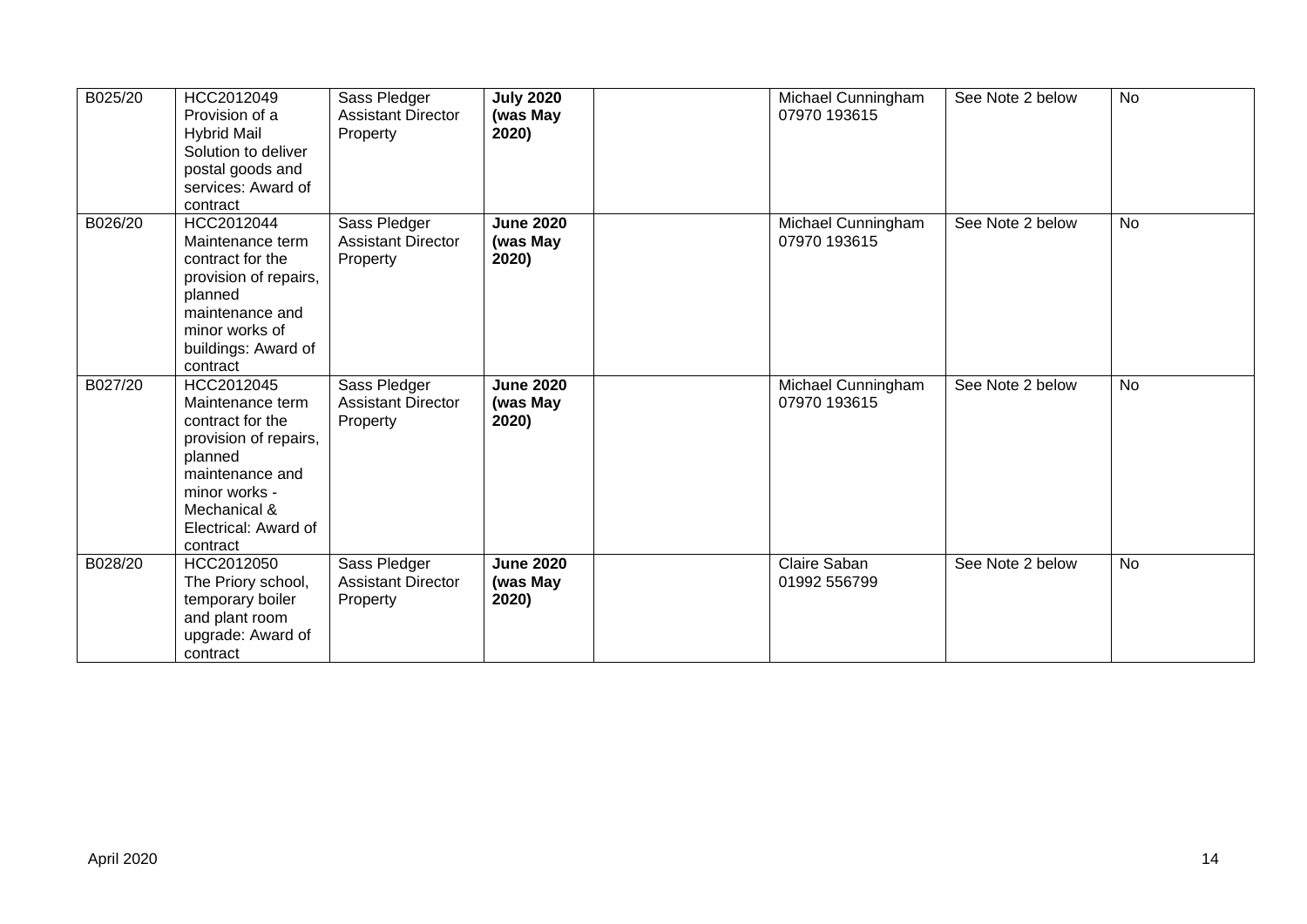| | | | | | | | |
|---|---|---|---|---|---|---|---|
| B025/20 | HCC2012049 Provision of a Hybrid Mail Solution to deliver postal goods and services: Award of contract | Sass Pledger Assistant Director Property | **July 2020 (was May 2020)** | | Michael Cunningham 07970 193615 | See Note 2 below | No |
| B026/20 | HCC2012044 Maintenance term contract for the provision of repairs, planned maintenance and minor works of buildings: Award of contract | Sass Pledger Assistant Director Property | **June 2020 (was May 2020)** | | Michael Cunningham 07970 193615 | See Note 2 below | No |
| B027/20 | HCC2012045 Maintenance term contract for the provision of repairs, planned maintenance and minor works - Mechanical & Electrical: Award of contract | Sass Pledger Assistant Director Property | **June 2020 (was May 2020)** | | Michael Cunningham 07970 193615 | See Note 2 below | No |
| B028/20 | HCC2012050 The Priory school, temporary boiler and plant room upgrade: Award of contract | Sass Pledger Assistant Director Property | **June 2020 (was May 2020)** | | Claire Saban 01992 556799 | See Note 2 below | No |

April 2020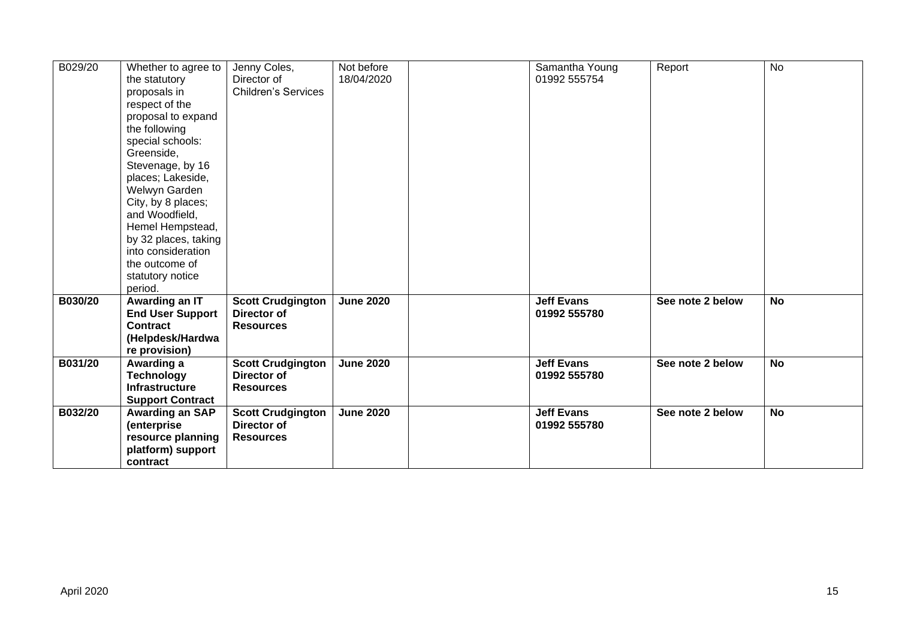| B029/20 | Whether to agree to the statutory proposals in respect of the proposal to expand the following special schools: Greenside, Stevenage, by 16 places; Lakeside, Welwyn Garden City, by 8 places; and Woodfield, Hemel Hempstead, by 32 places, taking into consideration the outcome of statutory notice period. | Jenny Coles, Director of Children's Services | Not before 18/04/2020 | | Samantha Young 01992 555754 | Report | No |
|---|---|---|---|---|---|---|---|
| **B030/20** | **Awarding an IT End User Support Contract (Helpdesk/Hardware provision)** | **Scott Crudgington Director of Resources** | **June 2020** | | **Jeff Evans 01992 555780** | **See note 2 below** | **No** |
| **B031/20** | **Awarding a Technology Infrastructure Support Contract** | **Scott Crudgington Director of Resources** | **June 2020** | | **Jeff Evans 01992 555780** | **See note 2 below** | **No** |
| **B032/20** | **Awarding an SAP (enterprise resource planning platform) support contract** | **Scott Crudgington Director of Resources** | **June 2020** | | **Jeff Evans 01992 555780** | **See note 2 below** | **No** |

April 2020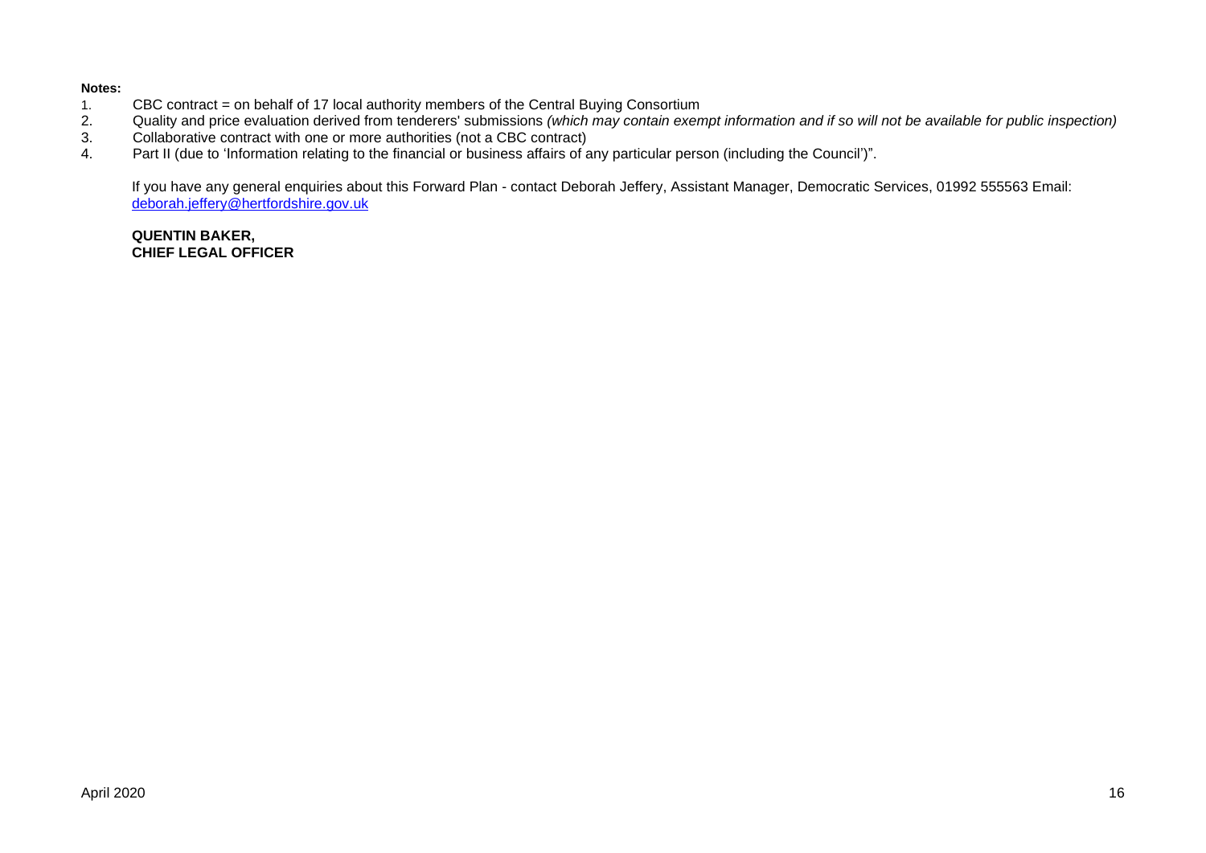**Notes:**

1. CBC contract = on behalf of 17 local authority members of the Central Buying Consortium
2. Quality and price evaluation derived from tenderers' submissions *(which may contain exempt information and if so will not be available for public inspection)*
3. Collaborative contract with one or more authorities (not a CBC contract)
4. Part II (due to 'Information relating to the financial or business affairs of any particular person (including the Council')".

If you have any general enquiries about this Forward Plan - contact Deborah Jeffery, Assistant Manager, Democratic Services, 01992 555563 Email: [deborah.jeffery@hertfordshire.gov.uk](mailto:deborah.jeffery@hertfordshire.gov.uk)

**QUENTIN BAKER,**
**CHIEF LEGAL OFFICER**

April 2020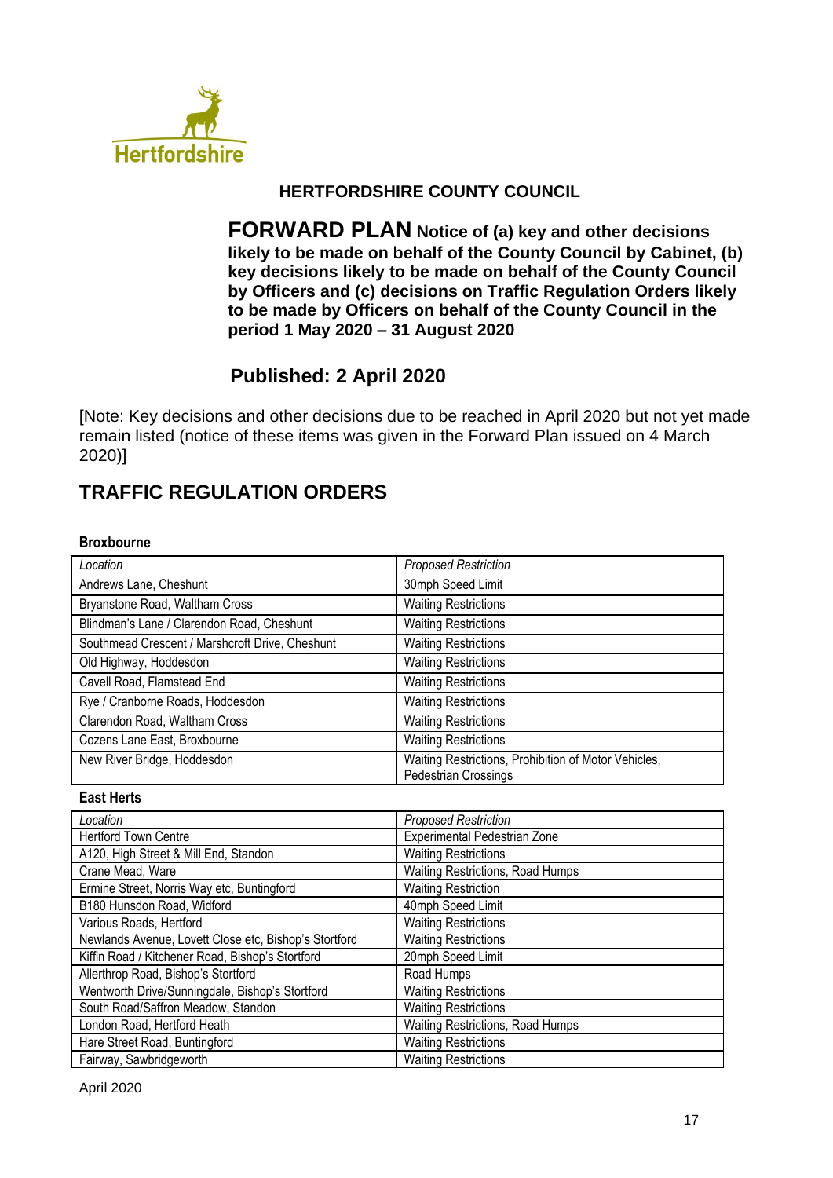Hertfordshire

**HERTFORDSHIRE COUNTY COUNCIL**

**FORWARD PLAN Notice of (a) key and other decisions likely to be made on behalf of the County Council by Cabinet, (b) key decisions likely to be made on behalf of the County Council by Officers and (c) decisions on Traffic Regulation Orders likely to be made by Officers on behalf of the County Council in the period 1 May 2020 – 31 August 2020**

**Published: 2 April 2020**

[Note: Key decisions and other decisions due to be reached in April 2020 but not yet made remain listed (notice of these items was given in the Forward Plan issued on 4 March 2020)]

## TRAFFIC REGULATION ORDERS

### Broxbourne

| *Location* | *Proposed Restriction* |
|---|---|
| Andrews Lane, Cheshunt | 30mph Speed Limit |
| Bryanstone Road, Waltham Cross | Waiting Restrictions |
| Blindman's Lane / Clarendon Road, Cheshunt | Waiting Restrictions |
| Southmead Crescent / Marshcroft Drive, Cheshunt | Waiting Restrictions |
| Old Highway, Hoddesdon | Waiting Restrictions |
| Cavell Road, Flamstead End | Waiting Restrictions |
| Rye / Cranborne Roads, Hoddesdon | Waiting Restrictions |
| Clarendon Road, Waltham Cross | Waiting Restrictions |
| Cozens Lane East, Broxbourne | Waiting Restrictions |
| New River Bridge, Hoddesdon | Waiting Restrictions, Prohibition of Motor Vehicles, Pedestrian Crossings |

### East Herts

| *Location* | *Proposed Restriction* |
|---|---|
| Hertford Town Centre | Experimental Pedestrian Zone |
| A120, High Street & Mill End, Standon | Waiting Restrictions |
| Crane Mead, Ware | Waiting Restrictions, Road Humps |
| Ermine Street, Norris Way etc, Buntingford | Waiting Restriction |
| B180 Hunsdon Road, Widford | 40mph Speed Limit |
| Various Roads, Hertford | Waiting Restrictions |
| Newlands Avenue, Lovett Close etc, Bishop's Stortford | Waiting Restrictions |
| Kiffin Road / Kitchener Road, Bishop's Stortford | 20mph Speed Limit |
| Allerthrop Road, Bishop's Stortford | Road Humps |
| Wentworth Drive/Sunningdale, Bishop's Stortford | Waiting Restrictions |
| South Road/Saffron Meadow, Standon | Waiting Restrictions |
| London Road, Hertford Heath | Waiting Restrictions, Road Humps |
| Hare Street Road, Buntingford | Waiting Restrictions |
| Fairway, Sawbridgeworth | Waiting Restrictions |

April 2020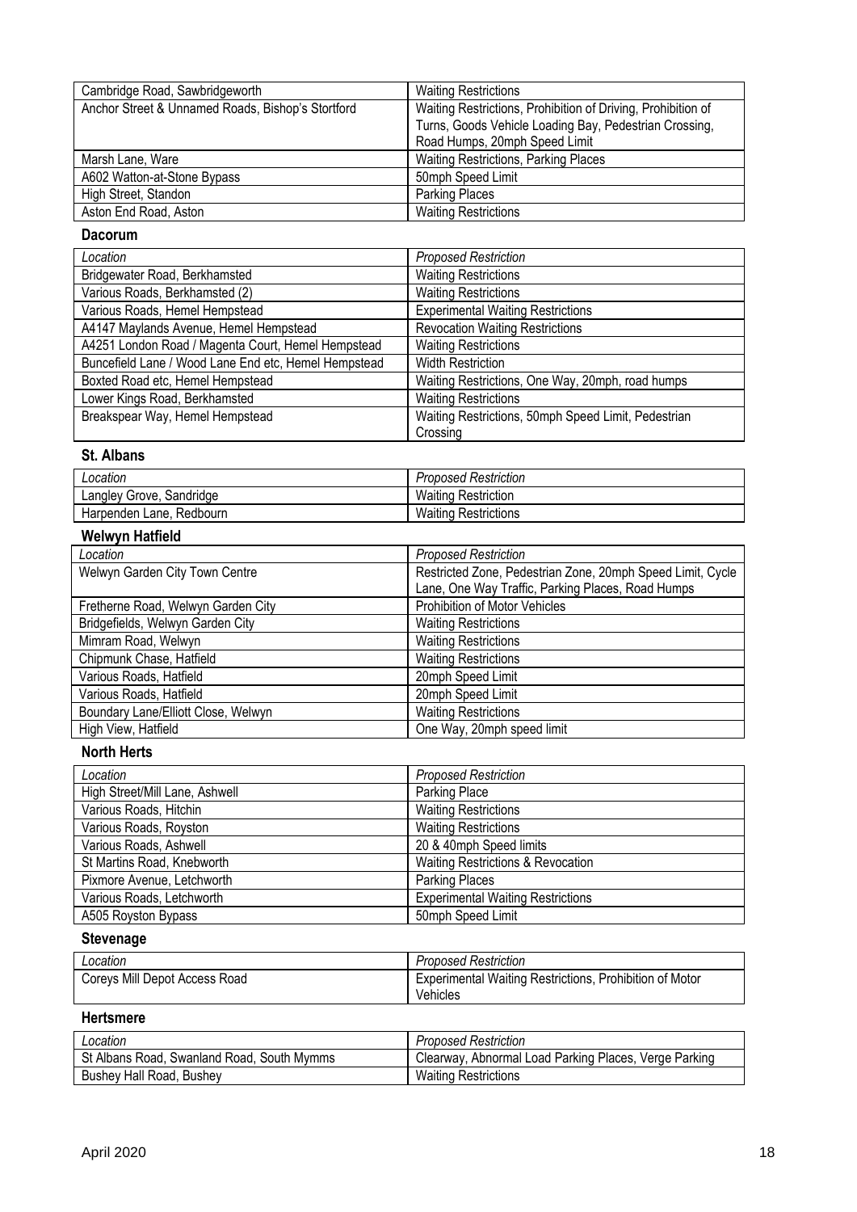| | |
|---|---|
| Cambridge Road, Sawbridgeworth | Waiting Restrictions |
| Anchor Street & Unnamed Roads, Bishop's Stortford | Waiting Restrictions, Prohibition of Driving, Prohibition of Turns, Goods Vehicle Loading Bay, Pedestrian Crossing, Road Humps, 20mph Speed Limit |
| Marsh Lane, Ware | Waiting Restrictions, Parking Places |
| A602 Watton-at-Stone Bypass | 50mph Speed Limit |
| High Street, Standon | Parking Places |
| Aston End Road, Aston | Waiting Restrictions |

**Dacorum**

| *Location* | *Proposed Restriction* |
|---|---|
| Bridgewater Road, Berkhamsted | Waiting Restrictions |
| Various Roads, Berkhamsted (2) | Waiting Restrictions |
| Various Roads, Hemel Hempstead | Experimental Waiting Restrictions |
| A4147 Maylands Avenue, Hemel Hempstead | Revocation Waiting Restrictions |
| A4251 London Road / Magenta Court, Hemel Hempstead | Waiting Restrictions |
| Buncefield Lane / Wood Lane End etc, Hemel Hempstead | Width Restriction |
| Boxted Road etc, Hemel Hempstead | Waiting Restrictions, One Way, 20mph, road humps |
| Lower Kings Road, Berkhamsted | Waiting Restrictions |
| Breakspear Way, Hemel Hempstead | Waiting Restrictions, 50mph Speed Limit, Pedestrian Crossing |

**St. Albans**

| *Location* | *Proposed Restriction* |
|---|---|
| Langley Grove, Sandridge | Waiting Restriction |
| Harpenden Lane, Redbourn | Waiting Restrictions |

**Welwyn Hatfield**

| *Location* | *Proposed Restriction* |
|---|---|
| Welwyn Garden City Town Centre | Restricted Zone, Pedestrian Zone, 20mph Speed Limit, Cycle Lane, One Way Traffic, Parking Places, Road Humps |
| Fretherne Road, Welwyn Garden City | Prohibition of Motor Vehicles |
| Bridgefields, Welwyn Garden City | Waiting Restrictions |
| Mimram Road, Welwyn | Waiting Restrictions |
| Chipmunk Chase, Hatfield | Waiting Restrictions |
| Various Roads, Hatfield | 20mph Speed Limit |
| Various Roads, Hatfield | 20mph Speed Limit |
| Boundary Lane/Elliott Close, Welwyn | Waiting Restrictions |
| High View, Hatfield | One Way, 20mph speed limit |

**North Herts**

| *Location* | *Proposed Restriction* |
|---|---|
| High Street/Mill Lane, Ashwell | Parking Place |
| Various Roads, Hitchin | Waiting Restrictions |
| Various Roads, Royston | Waiting Restrictions |
| Various Roads, Ashwell | 20 & 40mph Speed limits |
| St Martins Road, Knebworth | Waiting Restrictions & Revocation |
| Pixmore Avenue, Letchworth | Parking Places |
| Various Roads, Letchworth | Experimental Waiting Restrictions |
| A505 Royston Bypass | 50mph Speed Limit |

**Stevenage**

| *Location* | *Proposed Restriction* |
|---|---|
| Coreys Mill Depot Access Road | Experimental Waiting Restrictions, Prohibition of Motor Vehicles |

**Hertsmere**

| *Location* | *Proposed Restriction* |
|---|---|
| St Albans Road, Swanland Road, South Mymms | Clearway, Abnormal Load Parking Places, Verge Parking |
| Bushey Hall Road, Bushey | Waiting Restrictions |

April 2020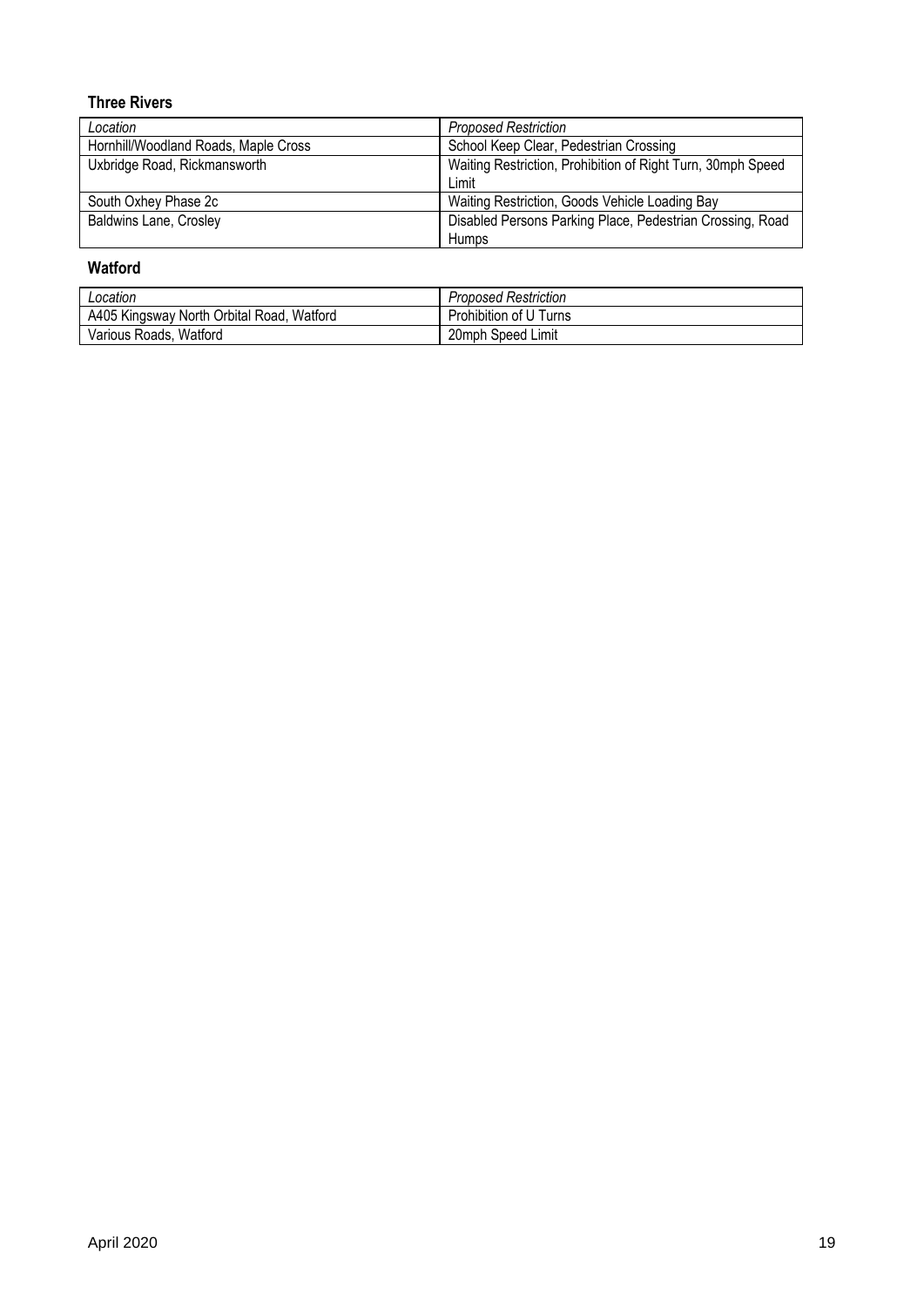**Three Rivers**

| *Location* | *Proposed Restriction* |
| --- | --- |
| Hornhill/Woodland Roads, Maple Cross | School Keep Clear, Pedestrian Crossing |
| Uxbridge Road, Rickmansworth | Waiting Restriction, Prohibition of Right Turn, 30mph Speed Limit |
| South Oxhey Phase 2c | Waiting Restriction, Goods Vehicle Loading Bay |
| Baldwins Lane, Crosley | Disabled Persons Parking Place, Pedestrian Crossing, Road Humps |

**Watford**

| *Location* | *Proposed Restriction* |
| --- | --- |
| A405 Kingsway North Orbital Road, Watford | Prohibition of U Turns |
| Various Roads, Watford | 20mph Speed Limit |

April 2020